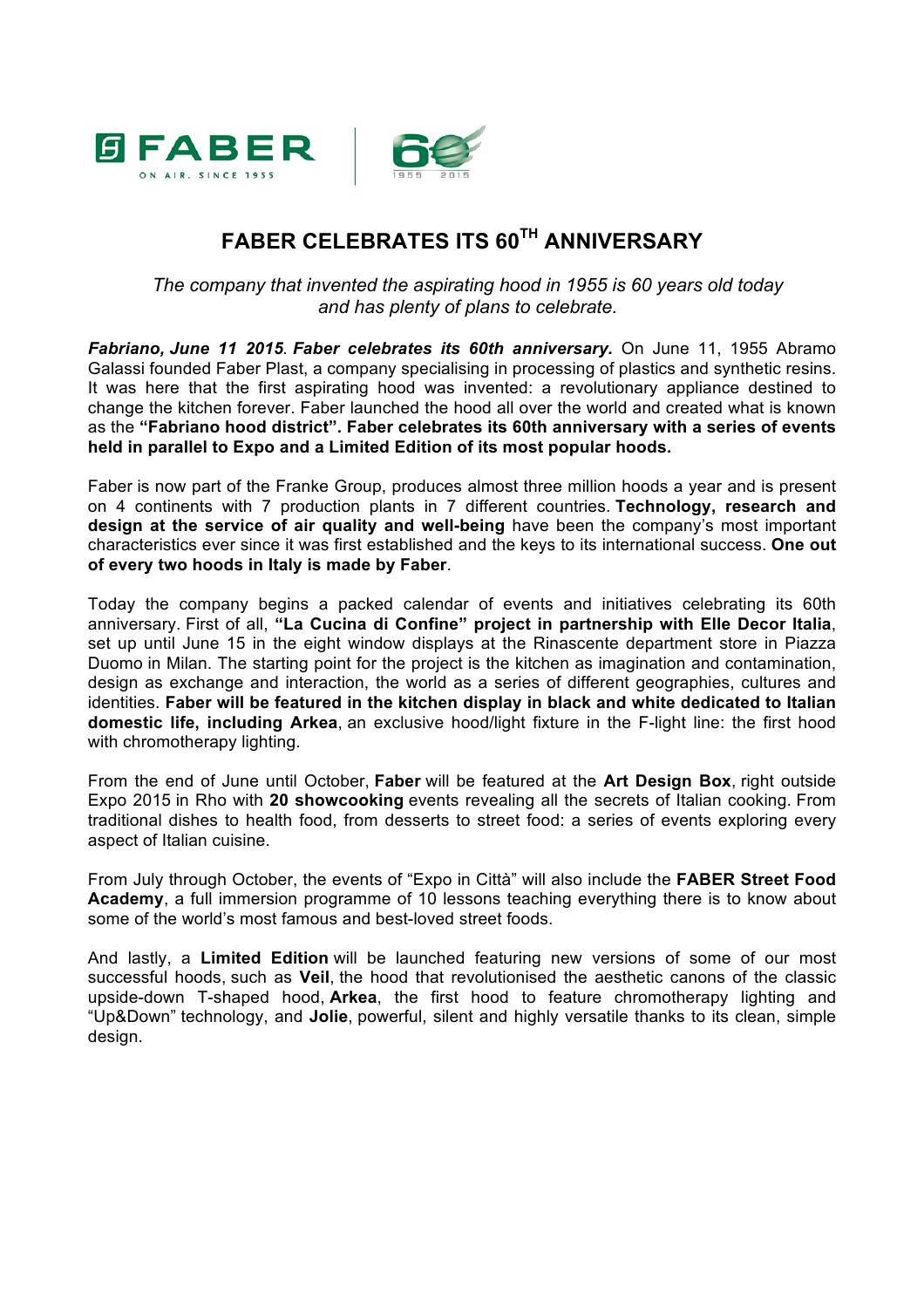# FABER CELEBRATES ITS 60TH ANNIVERSARY

*The company that invented the aspirating hood in 1955 is 60 years old today and has plenty of plans to celebrate.*

***Fabriano, June 11 2015*. *Faber celebrates its 60th anniversary.*** On June 11, 1955 Abramo Galassi founded Faber Plast, a company specialising in processing of plastics and synthetic resins. It was here that the first aspirating hood was invented: a revolutionary appliance destined to change the kitchen forever. Faber launched the hood all over the world and created what is known as the **"Fabriano hood district". Faber celebrates its 60th anniversary with a series of events held in parallel to Expo and a Limited Edition of its most popular hoods.**

Faber is now part of the Franke Group, produces almost three million hoods a year and is present on 4 continents with 7 production plants in 7 different countries. **Technology, research and design at the service of air quality and well-being** have been the company's most important characteristics ever since it was first established and the keys to its international success. **One out of every two hoods in Italy is made by Faber**.

Today the company begins a packed calendar of events and initiatives celebrating its 60th anniversary. First of all, **"La Cucina di Confine" project in partnership with Elle Decor Italia**, set up until June 15 in the eight window displays at the Rinascente department store in Piazza Duomo in Milan. The starting point for the project is the kitchen as imagination and contamination, design as exchange and interaction, the world as a series of different geographies, cultures and identities. **Faber will be featured in the kitchen display in black and white dedicated to Italian domestic life, including Arkea**, an exclusive hood/light fixture in the F-light line: the first hood with chromotherapy lighting.

From the end of June until October, **Faber** will be featured at the **Art Design Box**, right outside Expo 2015 in Rho with **20 showcooking** events revealing all the secrets of Italian cooking. From traditional dishes to health food, from desserts to street food: a series of events exploring every aspect of Italian cuisine.

From July through October, the events of "Expo in Città" will also include the **FABER Street Food Academy**, a full immersion programme of 10 lessons teaching everything there is to know about some of the world's most famous and best-loved street foods.

And lastly, a **Limited Edition** will be launched featuring new versions of some of our most successful hoods, such as **Veil**, the hood that revolutionised the aesthetic canons of the classic upside-down T-shaped hood, **Arkea**, the first hood to feature chromotherapy lighting and "Up&Down" technology, and **Jolie**, powerful, silent and highly versatile thanks to its clean, simple design.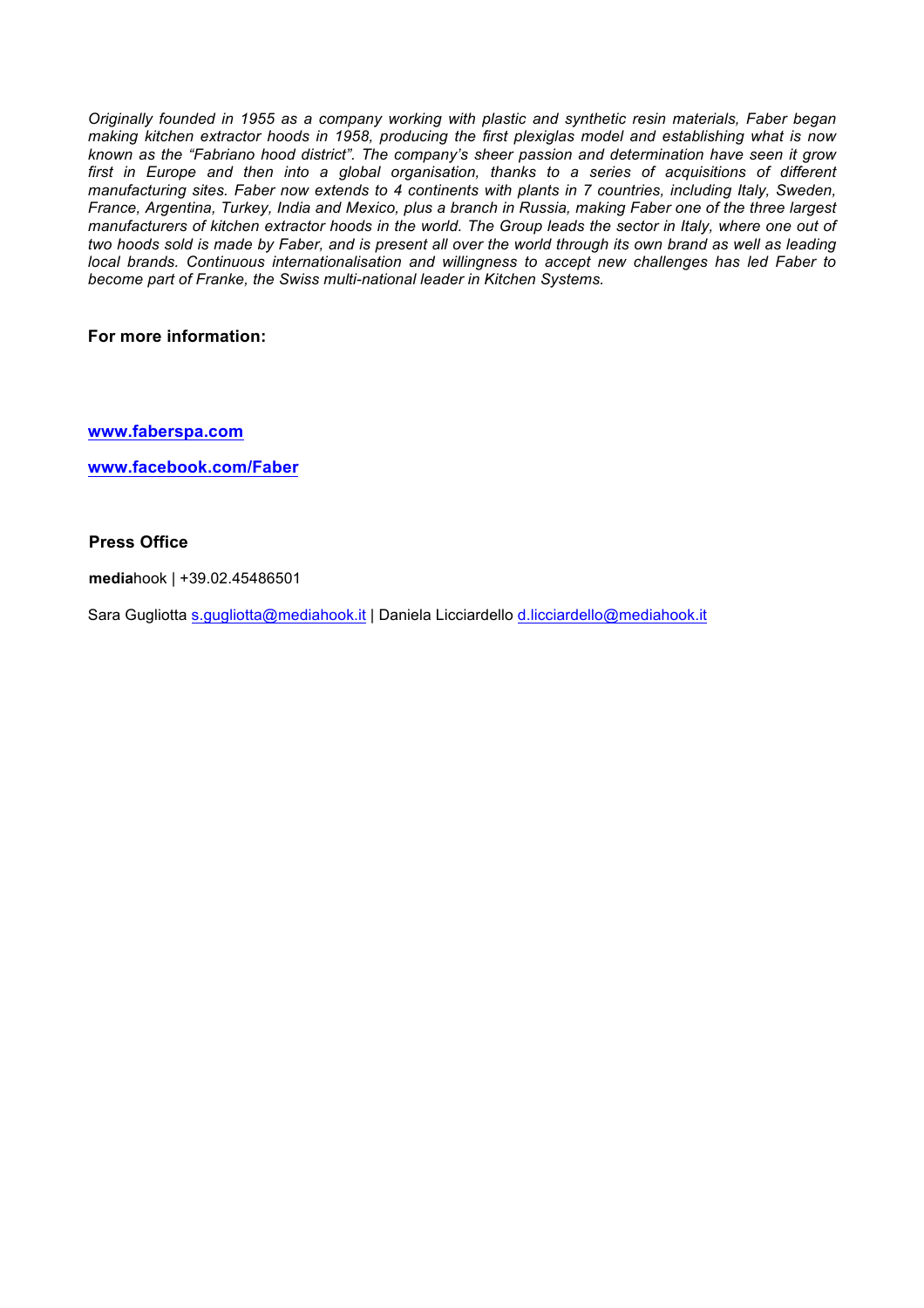*Originally founded in 1955 as a company working with plastic and synthetic resin materials, Faber began making kitchen extractor hoods in 1958, producing the first plexiglas model and establishing what is now known as the "Fabriano hood district". The company's sheer passion and determination have seen it grow first in Europe and then into a global organisation, thanks to a series of acquisitions of different manufacturing sites. Faber now extends to 4 continents with plants in 7 countries, including Italy, Sweden, France, Argentina, Turkey, India and Mexico, plus a branch in Russia, making Faber one of the three largest manufacturers of kitchen extractor hoods in the world. The Group leads the sector in Italy, where one out of two hoods sold is made by Faber, and is present all over the world through its own brand as well as leading local brands. Continuous internationalisation and willingness to accept new challenges has led Faber to become part of Franke, the Swiss multi-national leader in Kitchen Systems.*

**For more information:**

**www.faberspa.com**

**www.facebook.com/Faber**

**Press Office**

**media**hook | +39.02.45486501

Sara Gugliotta s.gugliotta@mediahook.it | Daniela Licciardello d.licciardello@mediahook.it